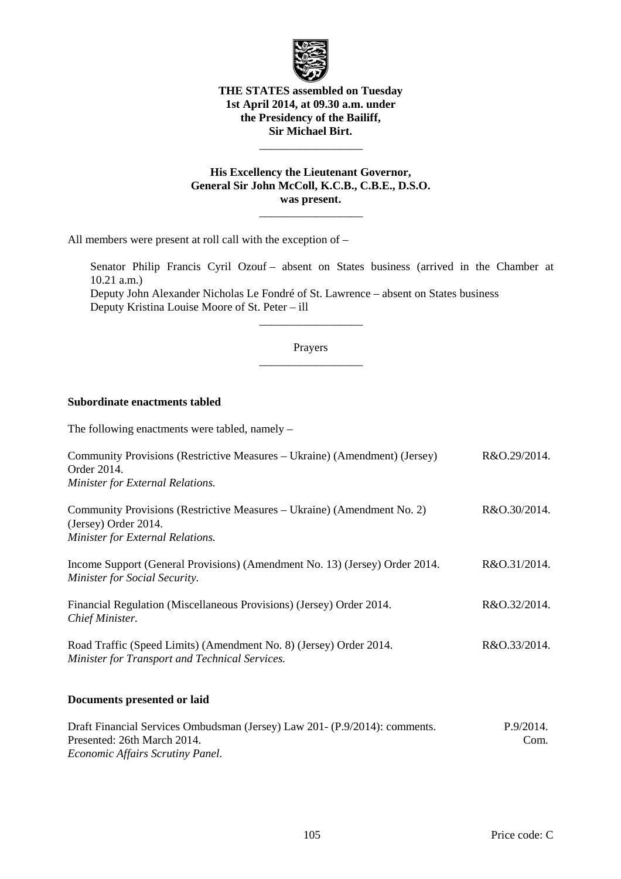**THE STATES assembled on Tuesday 1st April 2014, at 09.30 a.m. under the Presidency of the Bailiff, Sir Michael Birt.**

---

**His Excellency the Lieutenant Governor, General Sir John McColl, K.C.B., C.B.E., D.S.O. was present.**

---

All members were present at roll call with the exception of –

Senator Philip Francis Cyril Ozouf – absent on States business (arrived in the Chamber at 10.21 a.m.)
Deputy John Alexander Nicholas Le Fondré of St. Lawrence – absent on States business
Deputy Kristina Louise Moore of St. Peter – ill

---

Prayers

---

**Subordinate enactments tabled**

The following enactments were tabled, namely –

| | |
|---|---|
| Community Provisions (Restrictive Measures – Ukraine) (Amendment) (Jersey) Order 2014.<br>*Minister for External Relations.* | R&O.29/2014. |
| Community Provisions (Restrictive Measures – Ukraine) (Amendment No. 2) (Jersey) Order 2014.<br>*Minister for External Relations.* | R&O.30/2014. |
| Income Support (General Provisions) (Amendment No. 13) (Jersey) Order 2014.<br>*Minister for Social Security.* | R&O.31/2014. |
| Financial Regulation (Miscellaneous Provisions) (Jersey) Order 2014.<br>*Chief Minister.* | R&O.32/2014. |
| Road Traffic (Speed Limits) (Amendment No. 8) (Jersey) Order 2014.<br>*Minister for Transport and Technical Services.* | R&O.33/2014. |

**Documents presented or laid**

| | |
|---|---|
| Draft Financial Services Ombudsman (Jersey) Law 201- (P.9/2014): comments.<br>Presented: 26th March 2014.<br>*Economic Affairs Scrutiny Panel.* | P.9/2014.<br>Com. |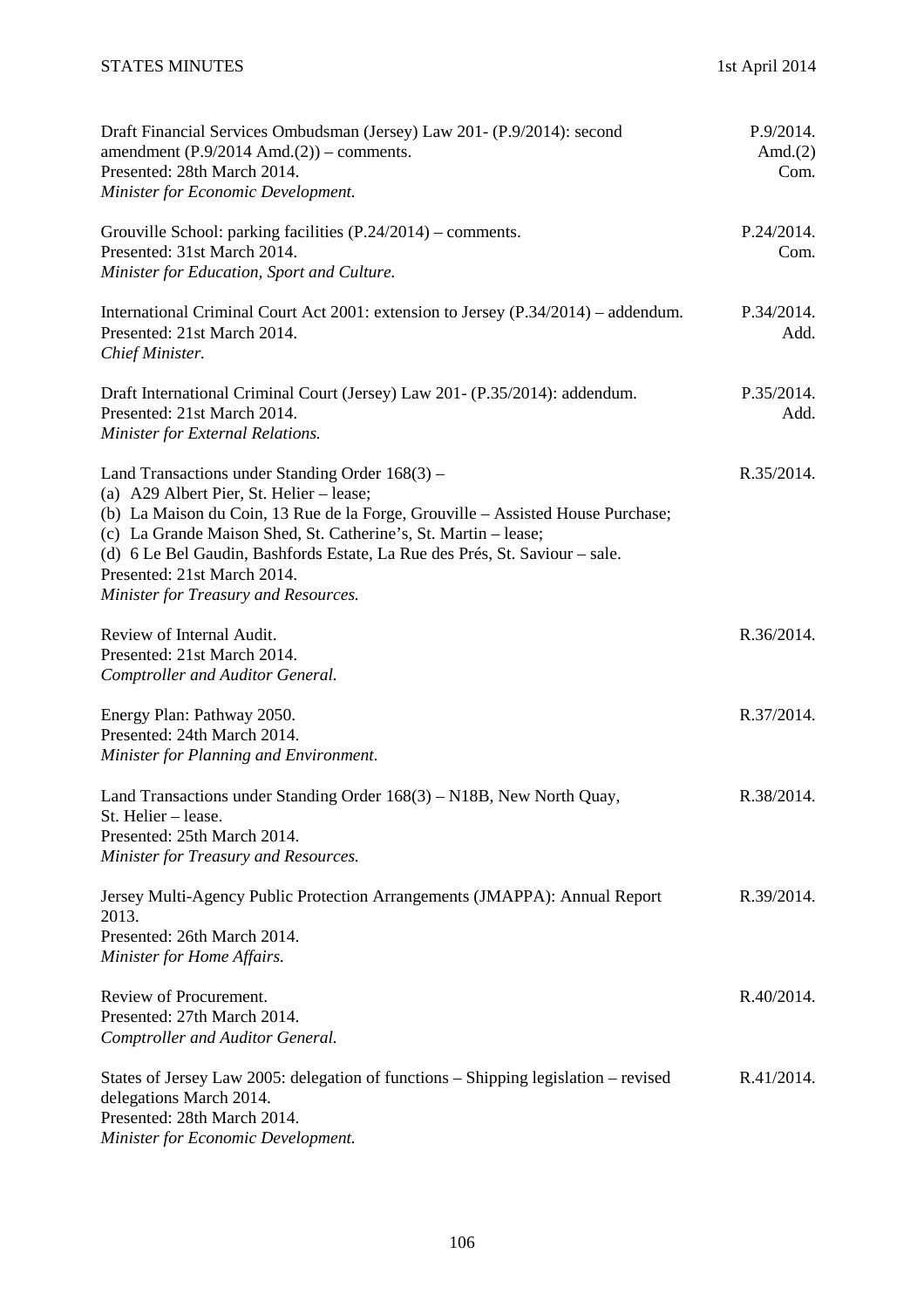| | |
|---|---|
| Draft Financial Services Ombudsman (Jersey) Law 201- (P.9/2014): second amendment (P.9/2014 Amd.(2)) – comments.<br>Presented: 28th March 2014.<br>*Minister for Economic Development.* | P.9/2014. Amd.(2) Com. |
| Grouville School: parking facilities (P.24/2014) – comments.<br>Presented: 31st March 2014.<br>*Minister for Education, Sport and Culture.* | P.24/2014. Com. |
| International Criminal Court Act 2001: extension to Jersey (P.34/2014) – addendum.<br>Presented: 21st March 2014.<br>*Chief Minister.* | P.34/2014. Add. |
| Draft International Criminal Court (Jersey) Law 201- (P.35/2014): addendum.<br>Presented: 21st March 2014.<br>*Minister for External Relations.* | P.35/2014. Add. |
| Land Transactions under Standing Order 168(3) –<br>(a) A29 Albert Pier, St. Helier – lease;<br>(b) La Maison du Coin, 13 Rue de la Forge, Grouville – Assisted House Purchase;<br>(c) La Grande Maison Shed, St. Catherine's, St. Martin – lease;<br>(d) 6 Le Bel Gaudin, Bashfords Estate, La Rue des Prés, St. Saviour – sale.<br>Presented: 21st March 2014.<br>*Minister for Treasury and Resources.* | R.35/2014. |
| Review of Internal Audit.<br>Presented: 21st March 2014.<br>*Comptroller and Auditor General.* | R.36/2014. |
| Energy Plan: Pathway 2050.<br>Presented: 24th March 2014.<br>*Minister for Planning and Environment.* | R.37/2014. |
| Land Transactions under Standing Order 168(3) – N18B, New North Quay, St. Helier – lease.<br>Presented: 25th March 2014.<br>*Minister for Treasury and Resources.* | R.38/2014. |
| Jersey Multi-Agency Public Protection Arrangements (JMAPPA): Annual Report 2013.<br>Presented: 26th March 2014.<br>*Minister for Home Affairs.* | R.39/2014. |
| Review of Procurement.<br>Presented: 27th March 2014.<br>*Comptroller and Auditor General.* | R.40/2014. |
| States of Jersey Law 2005: delegation of functions – Shipping legislation – revised delegations March 2014.<br>Presented: 28th March 2014.<br>*Minister for Economic Development.* | R.41/2014. |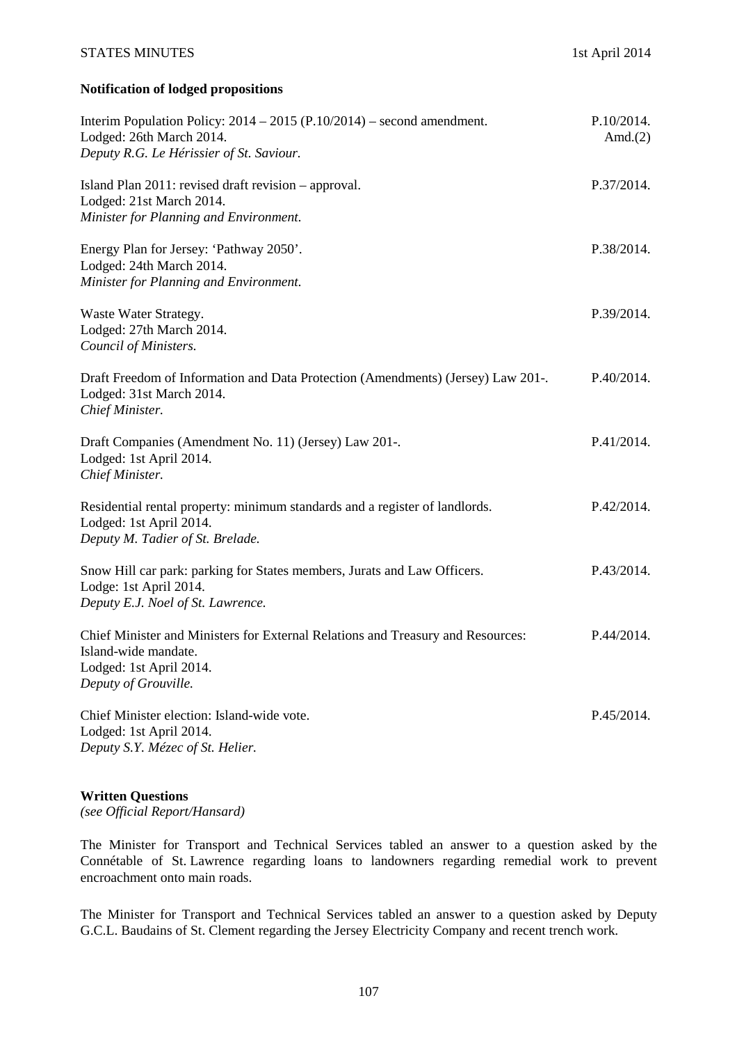**Notification of lodged propositions**

Interim Population Policy: 2014 – 2015 (P.10/2014) – second amendment. P.10/2014. Amd.(2)
Lodged: 26th March 2014.
*Deputy R.G. Le Hérissier of St. Saviour.*

Island Plan 2011: revised draft revision – approval. P.37/2014.
Lodged: 21st March 2014.
*Minister for Planning and Environment.*

Energy Plan for Jersey: 'Pathway 2050'. P.38/2014.
Lodged: 24th March 2014.
*Minister for Planning and Environment.*

Waste Water Strategy. P.39/2014.
Lodged: 27th March 2014.
*Council of Ministers.*

Draft Freedom of Information and Data Protection (Amendments) (Jersey) Law 201-. P.40/2014.
Lodged: 31st March 2014.
*Chief Minister.*

Draft Companies (Amendment No. 11) (Jersey) Law 201-. P.41/2014.
Lodged: 1st April 2014.
*Chief Minister.*

Residential rental property: minimum standards and a register of landlords. P.42/2014.
Lodged: 1st April 2014.
*Deputy M. Tadier of St. Brelade.*

Snow Hill car park: parking for States members, Jurats and Law Officers. P.43/2014.
Lodge: 1st April 2014.
*Deputy E.J. Noel of St. Lawrence.*

Chief Minister and Ministers for External Relations and Treasury and Resources: Island-wide mandate. P.44/2014.
Lodged: 1st April 2014.
*Deputy of Grouville.*

Chief Minister election: Island-wide vote. P.45/2014.
Lodged: 1st April 2014.
*Deputy S.Y. Mézec of St. Helier.*

**Written Questions**
*(see Official Report/Hansard)*

The Minister for Transport and Technical Services tabled an answer to a question asked by the Connétable of St. Lawrence regarding loans to landowners regarding remedial work to prevent encroachment onto main roads.

The Minister for Transport and Technical Services tabled an answer to a question asked by Deputy G.C.L. Baudains of St. Clement regarding the Jersey Electricity Company and recent trench work.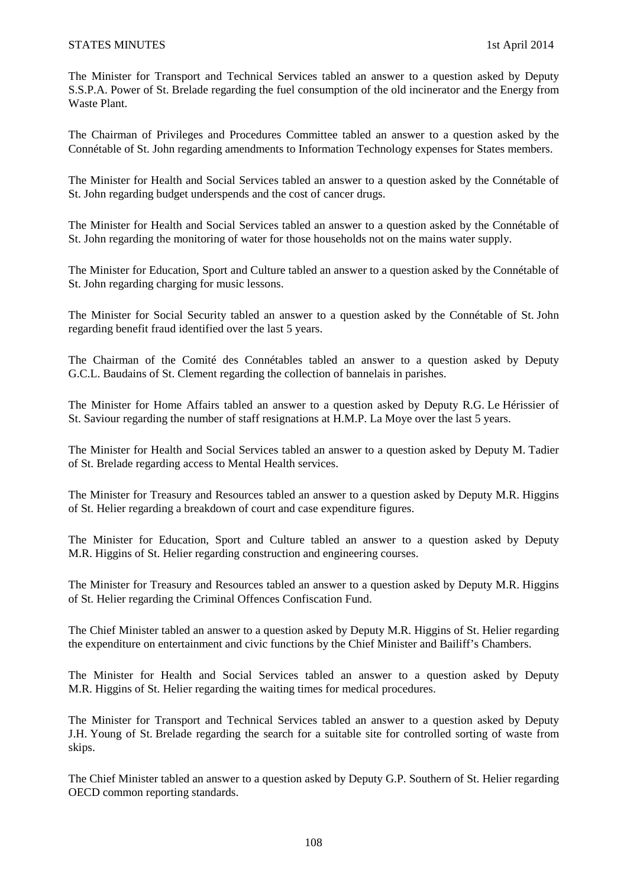The Minister for Transport and Technical Services tabled an answer to a question asked by Deputy S.S.P.A. Power of St. Brelade regarding the fuel consumption of the old incinerator and the Energy from Waste Plant.

The Chairman of Privileges and Procedures Committee tabled an answer to a question asked by the Connétable of St. John regarding amendments to Information Technology expenses for States members.

The Minister for Health and Social Services tabled an answer to a question asked by the Connétable of St. John regarding budget underspends and the cost of cancer drugs.

The Minister for Health and Social Services tabled an answer to a question asked by the Connétable of St. John regarding the monitoring of water for those households not on the mains water supply.

The Minister for Education, Sport and Culture tabled an answer to a question asked by the Connétable of St. John regarding charging for music lessons.

The Minister for Social Security tabled an answer to a question asked by the Connétable of St. John regarding benefit fraud identified over the last 5 years.

The Chairman of the Comité des Connétables tabled an answer to a question asked by Deputy G.C.L. Baudains of St. Clement regarding the collection of bannelais in parishes.

The Minister for Home Affairs tabled an answer to a question asked by Deputy R.G. Le Hérissier of St. Saviour regarding the number of staff resignations at H.M.P. La Moye over the last 5 years.

The Minister for Health and Social Services tabled an answer to a question asked by Deputy M. Tadier of St. Brelade regarding access to Mental Health services.

The Minister for Treasury and Resources tabled an answer to a question asked by Deputy M.R. Higgins of St. Helier regarding a breakdown of court and case expenditure figures.

The Minister for Education, Sport and Culture tabled an answer to a question asked by Deputy M.R. Higgins of St. Helier regarding construction and engineering courses.

The Minister for Treasury and Resources tabled an answer to a question asked by Deputy M.R. Higgins of St. Helier regarding the Criminal Offences Confiscation Fund.

The Chief Minister tabled an answer to a question asked by Deputy M.R. Higgins of St. Helier regarding the expenditure on entertainment and civic functions by the Chief Minister and Bailiff's Chambers.

The Minister for Health and Social Services tabled an answer to a question asked by Deputy M.R. Higgins of St. Helier regarding the waiting times for medical procedures.

The Minister for Transport and Technical Services tabled an answer to a question asked by Deputy J.H. Young of St. Brelade regarding the search for a suitable site for controlled sorting of waste from skips.

The Chief Minister tabled an answer to a question asked by Deputy G.P. Southern of St. Helier regarding OECD common reporting standards.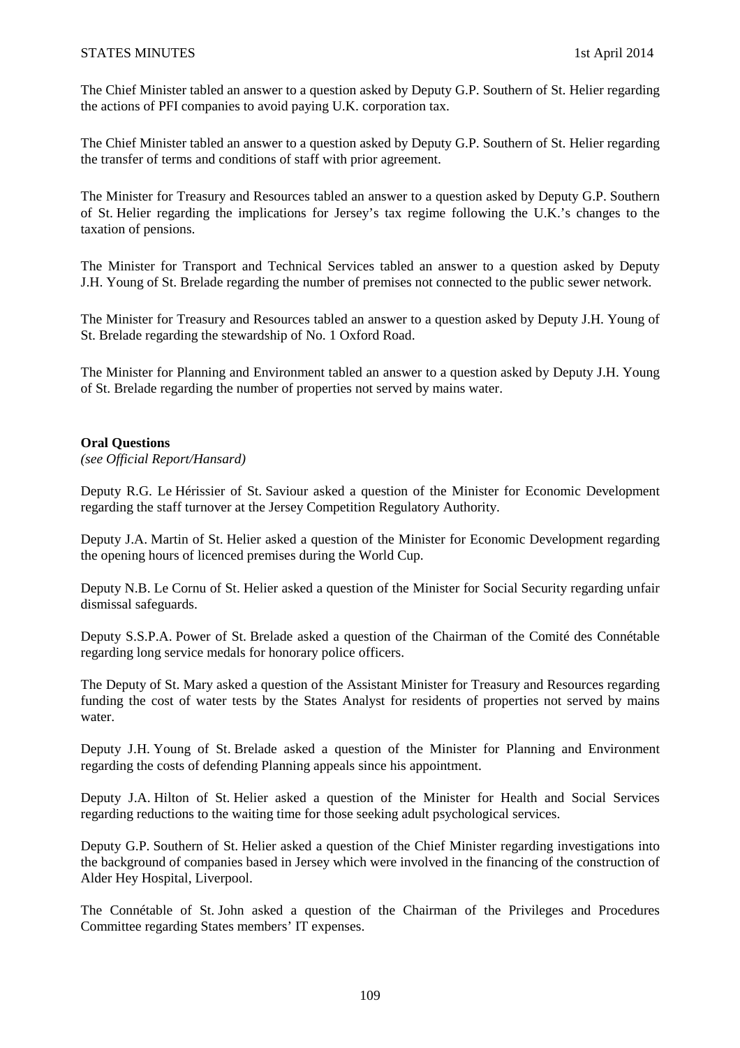The Chief Minister tabled an answer to a question asked by Deputy G.P. Southern of St. Helier regarding the actions of PFI companies to avoid paying U.K. corporation tax.

The Chief Minister tabled an answer to a question asked by Deputy G.P. Southern of St. Helier regarding the transfer of terms and conditions of staff with prior agreement.

The Minister for Treasury and Resources tabled an answer to a question asked by Deputy G.P. Southern of St. Helier regarding the implications for Jersey's tax regime following the U.K.'s changes to the taxation of pensions.

The Minister for Transport and Technical Services tabled an answer to a question asked by Deputy J.H. Young of St. Brelade regarding the number of premises not connected to the public sewer network.

The Minister for Treasury and Resources tabled an answer to a question asked by Deputy J.H. Young of St. Brelade regarding the stewardship of No. 1 Oxford Road.

The Minister for Planning and Environment tabled an answer to a question asked by Deputy J.H. Young of St. Brelade regarding the number of properties not served by mains water.

**Oral Questions**
*(see Official Report/Hansard)*

Deputy R.G. Le Hérissier of St. Saviour asked a question of the Minister for Economic Development regarding the staff turnover at the Jersey Competition Regulatory Authority.

Deputy J.A. Martin of St. Helier asked a question of the Minister for Economic Development regarding the opening hours of licenced premises during the World Cup.

Deputy N.B. Le Cornu of St. Helier asked a question of the Minister for Social Security regarding unfair dismissal safeguards.

Deputy S.S.P.A. Power of St. Brelade asked a question of the Chairman of the Comité des Connétable regarding long service medals for honorary police officers.

The Deputy of St. Mary asked a question of the Assistant Minister for Treasury and Resources regarding funding the cost of water tests by the States Analyst for residents of properties not served by mains water.

Deputy J.H. Young of St. Brelade asked a question of the Minister for Planning and Environment regarding the costs of defending Planning appeals since his appointment.

Deputy J.A. Hilton of St. Helier asked a question of the Minister for Health and Social Services regarding reductions to the waiting time for those seeking adult psychological services.

Deputy G.P. Southern of St. Helier asked a question of the Chief Minister regarding investigations into the background of companies based in Jersey which were involved in the financing of the construction of Alder Hey Hospital, Liverpool.

The Connétable of St. John asked a question of the Chairman of the Privileges and Procedures Committee regarding States members' IT expenses.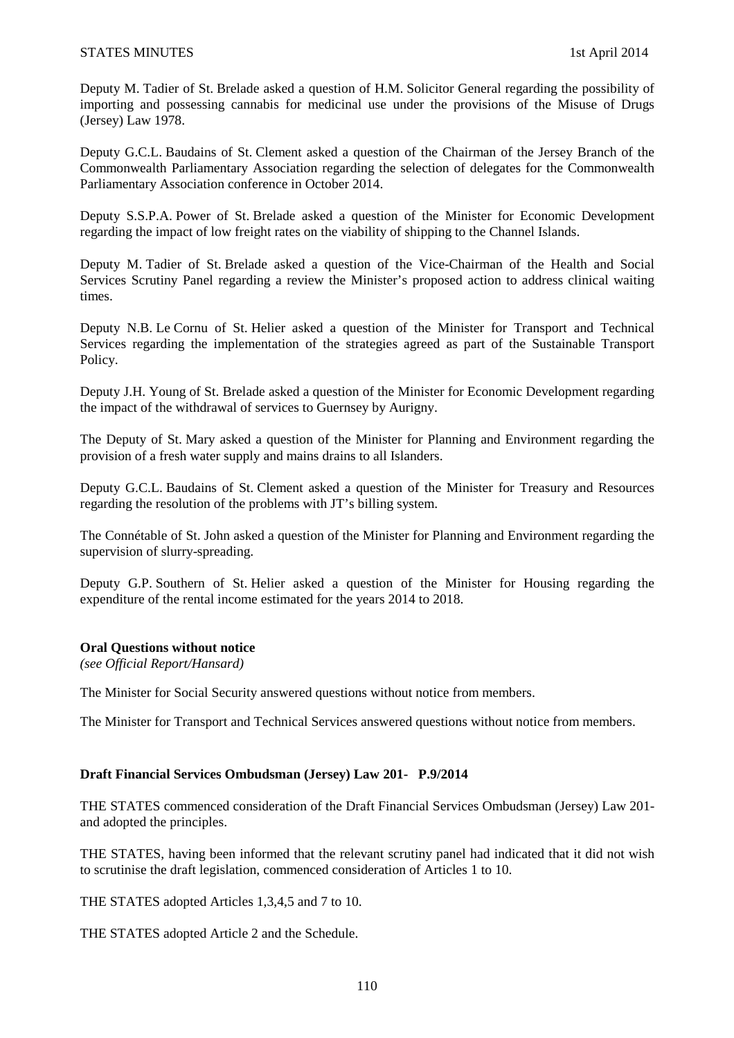Deputy M. Tadier of St. Brelade asked a question of H.M. Solicitor General regarding the possibility of importing and possessing cannabis for medicinal use under the provisions of the Misuse of Drugs (Jersey) Law 1978.

Deputy G.C.L. Baudains of St. Clement asked a question of the Chairman of the Jersey Branch of the Commonwealth Parliamentary Association regarding the selection of delegates for the Commonwealth Parliamentary Association conference in October 2014.

Deputy S.S.P.A. Power of St. Brelade asked a question of the Minister for Economic Development regarding the impact of low freight rates on the viability of shipping to the Channel Islands.

Deputy M. Tadier of St. Brelade asked a question of the Vice-Chairman of the Health and Social Services Scrutiny Panel regarding a review the Minister's proposed action to address clinical waiting times.

Deputy N.B. Le Cornu of St. Helier asked a question of the Minister for Transport and Technical Services regarding the implementation of the strategies agreed as part of the Sustainable Transport Policy.

Deputy J.H. Young of St. Brelade asked a question of the Minister for Economic Development regarding the impact of the withdrawal of services to Guernsey by Aurigny.

The Deputy of St. Mary asked a question of the Minister for Planning and Environment regarding the provision of a fresh water supply and mains drains to all Islanders.

Deputy G.C.L. Baudains of St. Clement asked a question of the Minister for Treasury and Resources regarding the resolution of the problems with JT's billing system.

The Connétable of St. John asked a question of the Minister for Planning and Environment regarding the supervision of slurry-spreading.

Deputy G.P. Southern of St. Helier asked a question of the Minister for Housing regarding the expenditure of the rental income estimated for the years 2014 to 2018.

**Oral Questions without notice**
*(see Official Report/Hansard)*

The Minister for Social Security answered questions without notice from members.

The Minister for Transport and Technical Services answered questions without notice from members.

**Draft Financial Services Ombudsman (Jersey) Law 201- P.9/2014**

THE STATES commenced consideration of the Draft Financial Services Ombudsman (Jersey) Law 201- and adopted the principles.

THE STATES, having been informed that the relevant scrutiny panel had indicated that it did not wish to scrutinise the draft legislation, commenced consideration of Articles 1 to 10.

THE STATES adopted Articles 1,3,4,5 and 7 to 10.

THE STATES adopted Article 2 and the Schedule.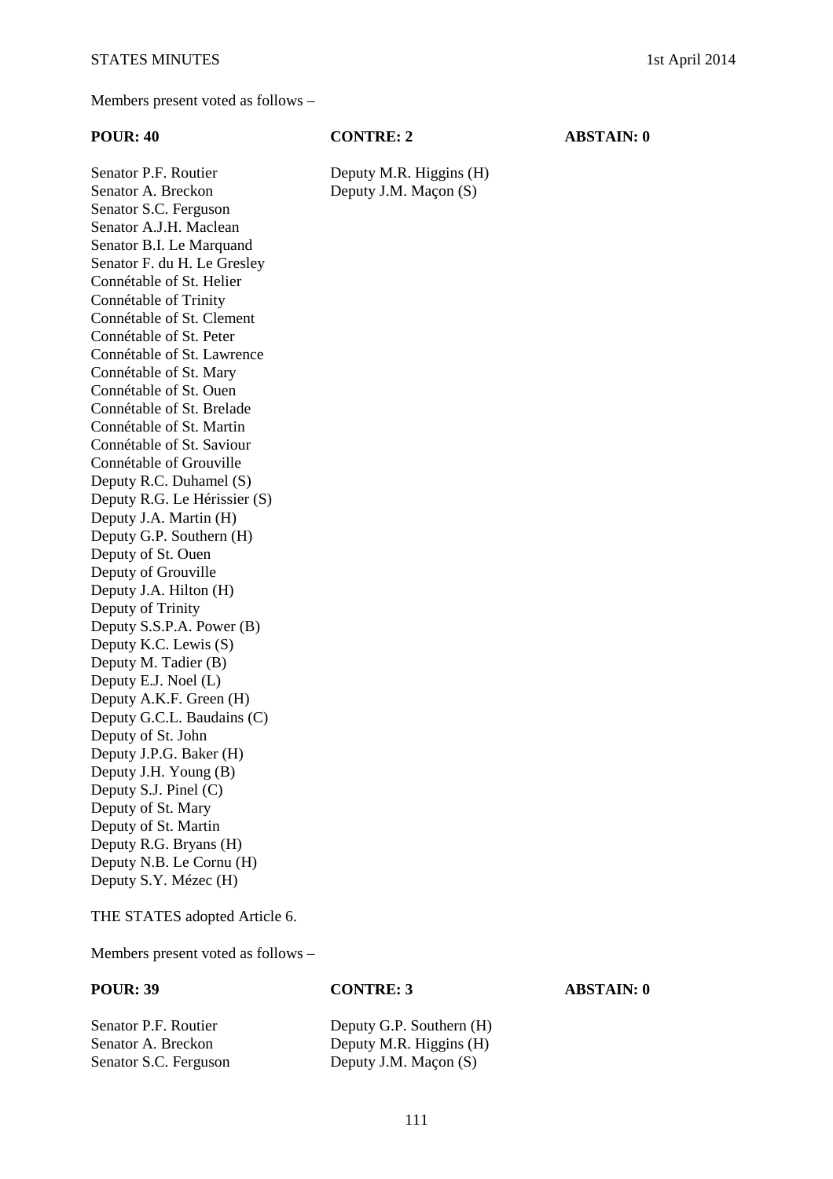Members present voted as follows –

| POUR: 40 | CONTRE: 2 | ABSTAIN: 0 |
|---|---|---|
| Senator P.F. Routier | Deputy M.R. Higgins (H) | |
| Senator A. Breckon | Deputy J.M. Maçon (S) | |
| Senator S.C. Ferguson | | |
| Senator A.J.H. Maclean | | |
| Senator B.I. Le Marquand | | |
| Senator F. du H. Le Gresley | | |
| Connétable of St. Helier | | |
| Connétable of Trinity | | |
| Connétable of St. Clement | | |
| Connétable of St. Peter | | |
| Connétable of St. Lawrence | | |
| Connétable of St. Mary | | |
| Connétable of St. Ouen | | |
| Connétable of St. Brelade | | |
| Connétable of St. Martin | | |
| Connétable of St. Saviour | | |
| Connétable of Grouville | | |
| Deputy R.C. Duhamel (S) | | |
| Deputy R.G. Le Hérissier (S) | | |
| Deputy J.A. Martin (H) | | |
| Deputy G.P. Southern (H) | | |
| Deputy of St. Ouen | | |
| Deputy of Grouville | | |
| Deputy J.A. Hilton (H) | | |
| Deputy of Trinity | | |
| Deputy S.S.P.A. Power (B) | | |
| Deputy K.C. Lewis (S) | | |
| Deputy M. Tadier (B) | | |
| Deputy E.J. Noel (L) | | |
| Deputy A.K.F. Green (H) | | |
| Deputy G.C.L. Baudains (C) | | |
| Deputy of St. John | | |
| Deputy J.P.G. Baker (H) | | |
| Deputy J.H. Young (B) | | |
| Deputy S.J. Pinel (C) | | |
| Deputy of St. Mary | | |
| Deputy of St. Martin | | |
| Deputy R.G. Bryans (H) | | |
| Deputy N.B. Le Cornu (H) | | |
| Deputy S.Y. Mézec (H) | | |

THE STATES adopted Article 6.

Members present voted as follows –

| POUR: 39 | CONTRE: 3 | ABSTAIN: 0 |
|---|---|---|
| Senator P.F. Routier | Deputy G.P. Southern (H) | |
| Senator A. Breckon | Deputy M.R. Higgins (H) | |
| Senator S.C. Ferguson | Deputy J.M. Maçon (S) | |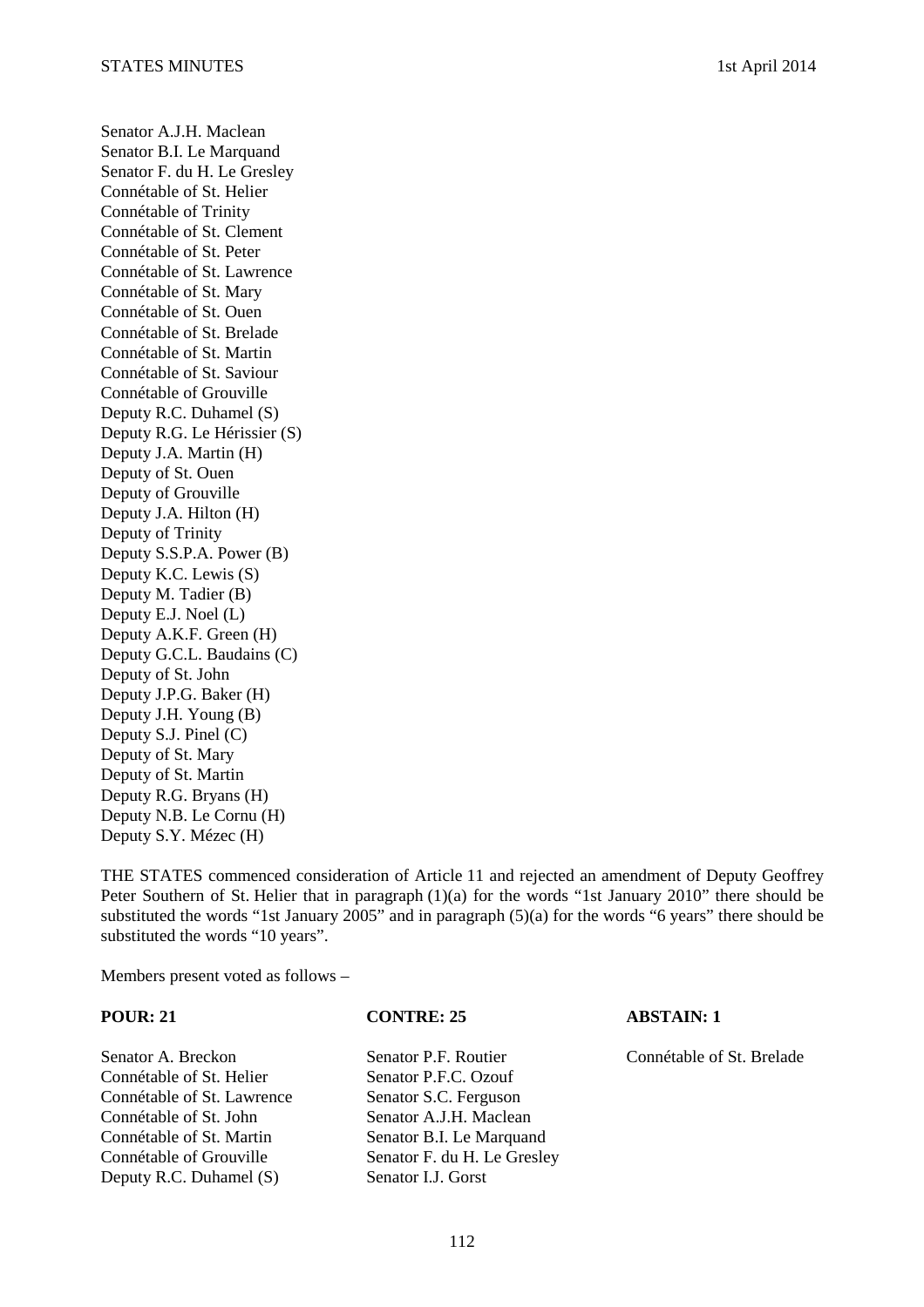Senator A.J.H. Maclean
Senator B.I. Le Marquand
Senator F. du H. Le Gresley
Connétable of St. Helier
Connétable of Trinity
Connétable of St. Clement
Connétable of St. Peter
Connétable of St. Lawrence
Connétable of St. Mary
Connétable of St. Ouen
Connétable of St. Brelade
Connétable of St. Martin
Connétable of St. Saviour
Connétable of Grouville
Deputy R.C. Duhamel (S)
Deputy R.G. Le Hérissier (S)
Deputy J.A. Martin (H)
Deputy of St. Ouen
Deputy of Grouville
Deputy J.A. Hilton (H)
Deputy of Trinity
Deputy S.S.P.A. Power (B)
Deputy K.C. Lewis (S)
Deputy M. Tadier (B)
Deputy E.J. Noel (L)
Deputy A.K.F. Green (H)
Deputy G.C.L. Baudains (C)
Deputy of St. John
Deputy J.P.G. Baker (H)
Deputy J.H. Young (B)
Deputy S.J. Pinel (C)
Deputy of St. Mary
Deputy of St. Martin
Deputy R.G. Bryans (H)
Deputy N.B. Le Cornu (H)
Deputy S.Y. Mézec (H)

THE STATES commenced consideration of Article 11 and rejected an amendment of Deputy Geoffrey Peter Southern of St. Helier that in paragraph (1)(a) for the words "1st January 2010" there should be substituted the words "1st January 2005" and in paragraph (5)(a) for the words "6 years" there should be substituted the words "10 years".

Members present voted as follows –

| **POUR: 21** | **CONTRE: 25** | **ABSTAIN: 1** |
|---|---|---|
| Senator A. Breckon | Senator P.F. Routier | Connétable of St. Brelade |
| Connétable of St. Helier | Senator P.F.C. Ozouf | |
| Connétable of St. Lawrence | Senator S.C. Ferguson | |
| Connétable of St. John | Senator A.J.H. Maclean | |
| Connétable of St. Martin | Senator B.I. Le Marquand | |
| Connétable of Grouville | Senator F. du H. Le Gresley | |
| Deputy R.C. Duhamel (S) | Senator I.J. Gorst | |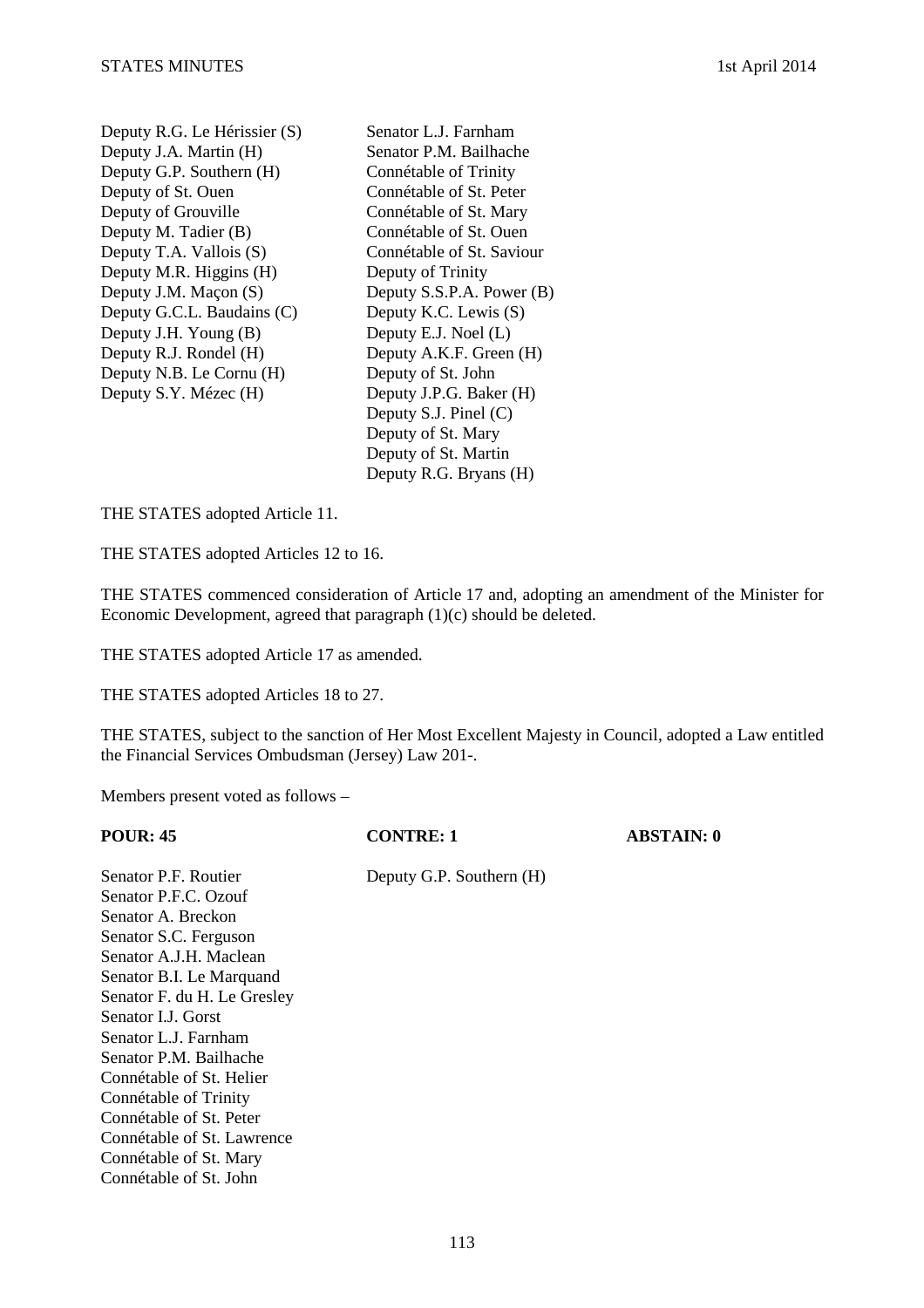| | |
|---|---|
| Deputy R.G. Le Hérissier (S) | Senator L.J. Farnham |
| Deputy J.A. Martin (H) | Senator P.M. Bailhache |
| Deputy G.P. Southern (H) | Connétable of Trinity |
| Deputy of St. Ouen | Connétable of St. Peter |
| Deputy of Grouville | Connétable of St. Mary |
| Deputy M. Tadier (B) | Connétable of St. Ouen |
| Deputy T.A. Vallois (S) | Connétable of St. Saviour |
| Deputy M.R. Higgins (H) | Deputy of Trinity |
| Deputy J.M. Maçon (S) | Deputy S.S.P.A. Power (B) |
| Deputy G.C.L. Baudains (C) | Deputy K.C. Lewis (S) |
| Deputy J.H. Young (B) | Deputy E.J. Noel (L) |
| Deputy R.J. Rondel (H) | Deputy A.K.F. Green (H) |
| Deputy N.B. Le Cornu (H) | Deputy of St. John |
| Deputy S.Y. Mézec (H) | Deputy J.P.G. Baker (H) |
| | Deputy S.J. Pinel (C) |
| | Deputy of St. Mary |
| | Deputy of St. Martin |
| | Deputy R.G. Bryans (H) |

THE STATES adopted Article 11.

THE STATES adopted Articles 12 to 16.

THE STATES commenced consideration of Article 17 and, adopting an amendment of the Minister for Economic Development, agreed that paragraph (1)(c) should be deleted.

THE STATES adopted Article 17 as amended.

THE STATES adopted Articles 18 to 27.

THE STATES, subject to the sanction of Her Most Excellent Majesty in Council, adopted a Law entitled the Financial Services Ombudsman (Jersey) Law 201-.

Members present voted as follows –

| **POUR: 45** | **CONTRE: 1** | **ABSTAIN: 0** |
|---|---|---|
| Senator P.F. Routier | Deputy G.P. Southern (H) | |
| Senator P.F.C. Ozouf | | |
| Senator A. Breckon | | |
| Senator S.C. Ferguson | | |
| Senator A.J.H. Maclean | | |
| Senator B.I. Le Marquand | | |
| Senator F. du H. Le Gresley | | |
| Senator I.J. Gorst | | |
| Senator L.J. Farnham | | |
| Senator P.M. Bailhache | | |
| Connétable of St. Helier | | |
| Connétable of Trinity | | |
| Connétable of St. Peter | | |
| Connétable of St. Lawrence | | |
| Connétable of St. Mary | | |
| Connétable of St. John | | |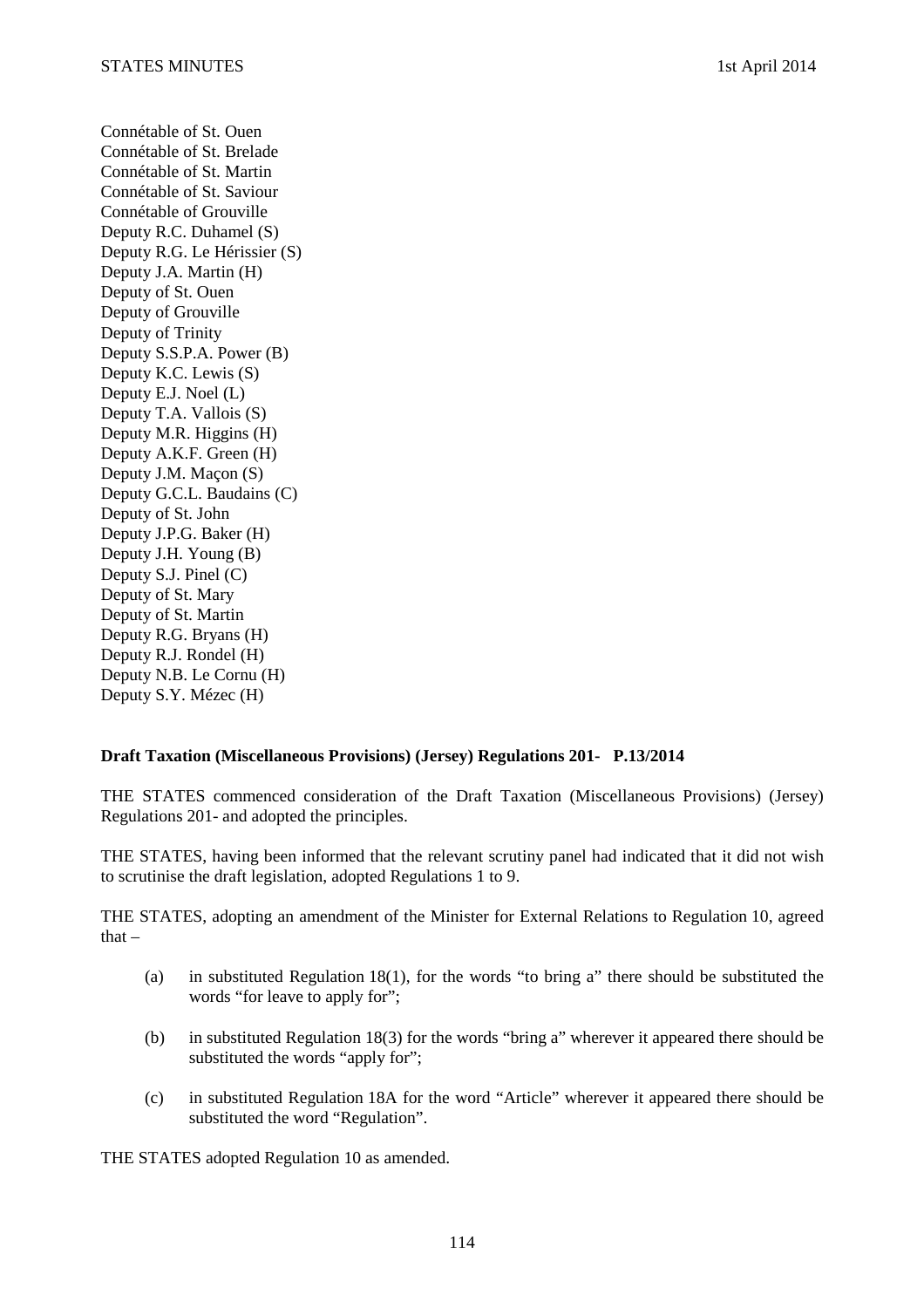Connétable of St. Ouen
Connétable of St. Brelade
Connétable of St. Martin
Connétable of St. Saviour
Connétable of Grouville
Deputy R.C. Duhamel (S)
Deputy R.G. Le Hérissier (S)
Deputy J.A. Martin (H)
Deputy of St. Ouen
Deputy of Grouville
Deputy of Trinity
Deputy S.S.P.A. Power (B)
Deputy K.C. Lewis (S)
Deputy E.J. Noel (L)
Deputy T.A. Vallois (S)
Deputy M.R. Higgins (H)
Deputy A.K.F. Green (H)
Deputy J.M. Maçon (S)
Deputy G.C.L. Baudains (C)
Deputy of St. John
Deputy J.P.G. Baker (H)
Deputy J.H. Young (B)
Deputy S.J. Pinel (C)
Deputy of St. Mary
Deputy of St. Martin
Deputy R.G. Bryans (H)
Deputy R.J. Rondel (H)
Deputy N.B. Le Cornu (H)
Deputy S.Y. Mézec (H)

**Draft Taxation (Miscellaneous Provisions) (Jersey) Regulations 201- P.13/2014**

THE STATES commenced consideration of the Draft Taxation (Miscellaneous Provisions) (Jersey) Regulations 201- and adopted the principles.

THE STATES, having been informed that the relevant scrutiny panel had indicated that it did not wish to scrutinise the draft legislation, adopted Regulations 1 to 9.

THE STATES, adopting an amendment of the Minister for External Relations to Regulation 10, agreed that –

(a) in substituted Regulation 18(1), for the words "to bring a" there should be substituted the words "for leave to apply for";

(b) in substituted Regulation 18(3) for the words "bring a" wherever it appeared there should be substituted the words "apply for";

(c) in substituted Regulation 18A for the word "Article" wherever it appeared there should be substituted the word "Regulation".

THE STATES adopted Regulation 10 as amended.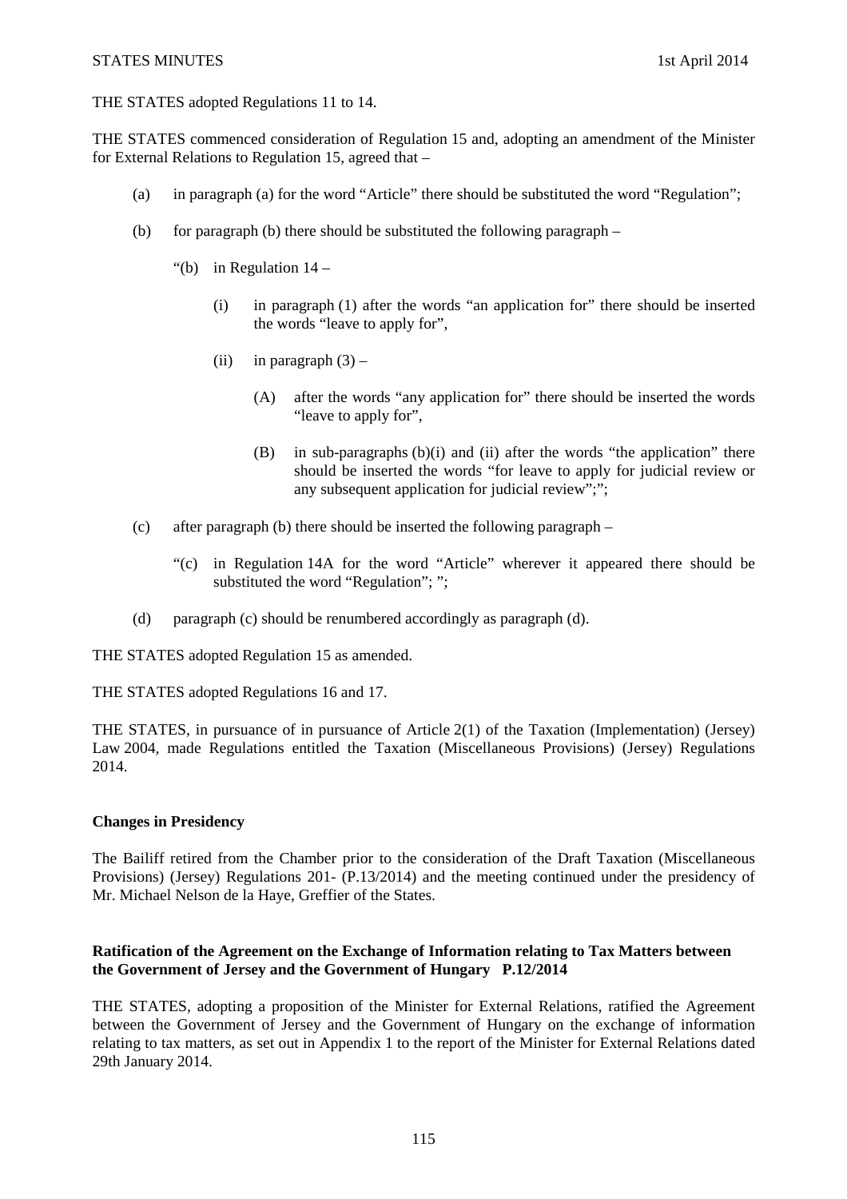THE STATES adopted Regulations 11 to 14.

THE STATES commenced consideration of Regulation 15 and, adopting an amendment of the Minister for External Relations to Regulation 15, agreed that –

(a) in paragraph (a) for the word "Article" there should be substituted the word "Regulation";

(b) for paragraph (b) there should be substituted the following paragraph –

"(b) in Regulation 14 –

(i) in paragraph (1) after the words "an application for" there should be inserted the words "leave to apply for",

(ii) in paragraph (3) –

(A) after the words "any application for" there should be inserted the words "leave to apply for",

(B) in sub-paragraphs (b)(i) and (ii) after the words "the application" there should be inserted the words "for leave to apply for judicial review or any subsequent application for judicial review";";

(c) after paragraph (b) there should be inserted the following paragraph –

"(c) in Regulation 14A for the word "Article" wherever it appeared there should be substituted the word "Regulation"; ";

(d) paragraph (c) should be renumbered accordingly as paragraph (d).

THE STATES adopted Regulation 15 as amended.

THE STATES adopted Regulations 16 and 17.

THE STATES, in pursuance of in pursuance of Article 2(1) of the Taxation (Implementation) (Jersey) Law 2004, made Regulations entitled the Taxation (Miscellaneous Provisions) (Jersey) Regulations 2014.

**Changes in Presidency**

The Bailiff retired from the Chamber prior to the consideration of the Draft Taxation (Miscellaneous Provisions) (Jersey) Regulations 201- (P.13/2014) and the meeting continued under the presidency of Mr. Michael Nelson de la Haye, Greffier of the States.

**Ratification of the Agreement on the Exchange of Information relating to Tax Matters between the Government of Jersey and the Government of Hungary P.12/2014**

THE STATES, adopting a proposition of the Minister for External Relations, ratified the Agreement between the Government of Jersey and the Government of Hungary on the exchange of information relating to tax matters, as set out in Appendix 1 to the report of the Minister for External Relations dated 29th January 2014.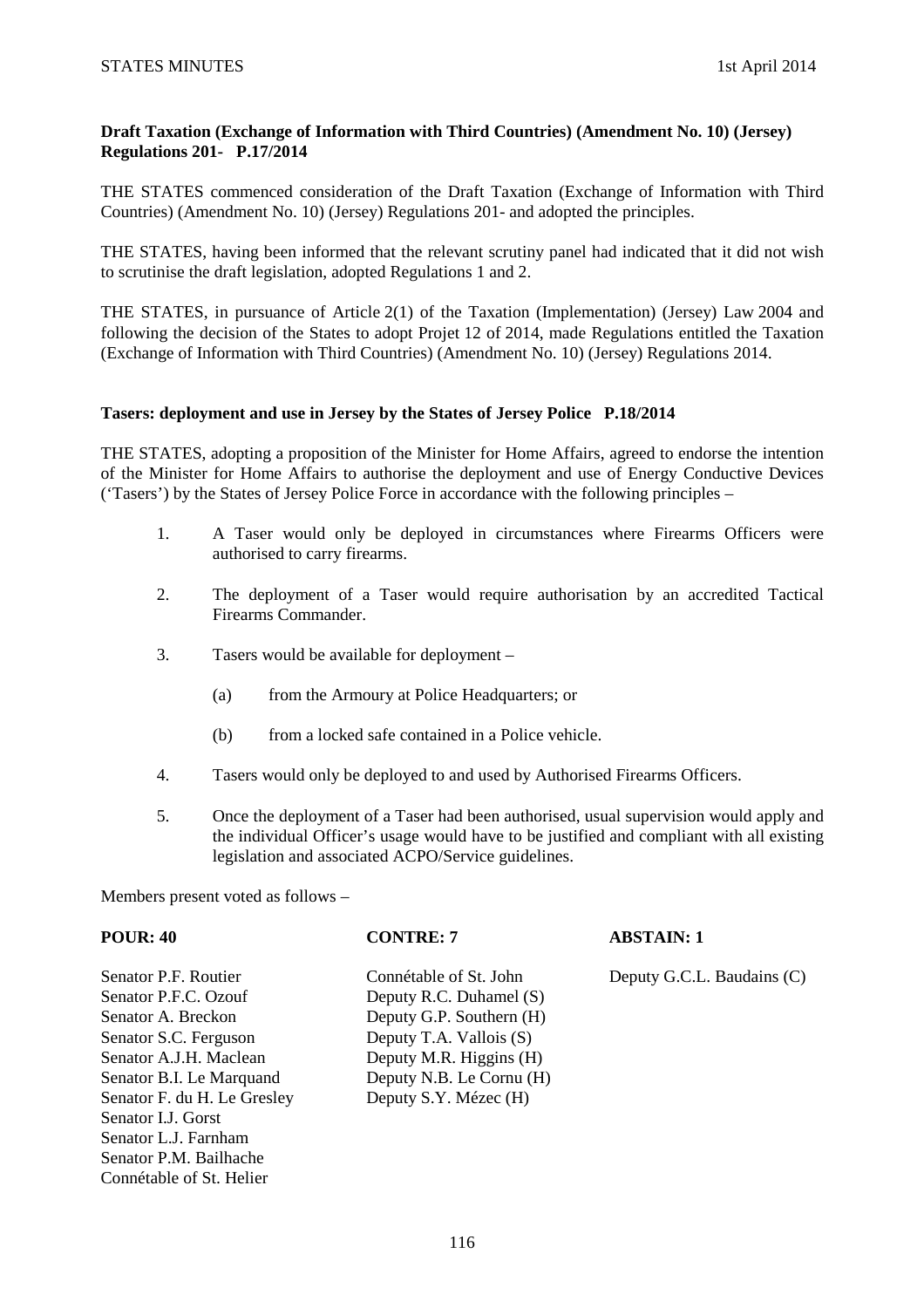**Draft Taxation (Exchange of Information with Third Countries) (Amendment No. 10) (Jersey) Regulations 201- P.17/2014**

THE STATES commenced consideration of the Draft Taxation (Exchange of Information with Third Countries) (Amendment No. 10) (Jersey) Regulations 201- and adopted the principles.

THE STATES, having been informed that the relevant scrutiny panel had indicated that it did not wish to scrutinise the draft legislation, adopted Regulations 1 and 2.

THE STATES, in pursuance of Article 2(1) of the Taxation (Implementation) (Jersey) Law 2004 and following the decision of the States to adopt Projet 12 of 2014, made Regulations entitled the Taxation (Exchange of Information with Third Countries) (Amendment No. 10) (Jersey) Regulations 2014.

**Tasers: deployment and use in Jersey by the States of Jersey Police P.18/2014**

THE STATES, adopting a proposition of the Minister for Home Affairs, agreed to endorse the intention of the Minister for Home Affairs to authorise the deployment and use of Energy Conductive Devices ('Tasers') by the States of Jersey Police Force in accordance with the following principles –

1. A Taser would only be deployed in circumstances where Firearms Officers were authorised to carry firearms.
2. The deployment of a Taser would require authorisation by an accredited Tactical Firearms Commander.
3. Tasers would be available for deployment –
   (a) from the Armoury at Police Headquarters; or
   (b) from a locked safe contained in a Police vehicle.
4. Tasers would only be deployed to and used by Authorised Firearms Officers.
5. Once the deployment of a Taser had been authorised, usual supervision would apply and the individual Officer's usage would have to be justified and compliant with all existing legislation and associated ACPO/Service guidelines.

Members present voted as follows –

| POUR: 40 | CONTRE: 7 | ABSTAIN: 1 |
|---|---|---|
| Senator P.F. Routier | Connétable of St. John | Deputy G.C.L. Baudains (C) |
| Senator P.F.C. Ozouf | Deputy R.C. Duhamel (S) | |
| Senator A. Breckon | Deputy G.P. Southern (H) | |
| Senator S.C. Ferguson | Deputy T.A. Vallois (S) | |
| Senator A.J.H. Maclean | Deputy M.R. Higgins (H) | |
| Senator B.I. Le Marquand | Deputy N.B. Le Cornu (H) | |
| Senator F. du H. Le Gresley | Deputy S.Y. Mézec (H) | |
| Senator I.J. Gorst | | |
| Senator L.J. Farnham | | |
| Senator P.M. Bailhache | | |
| Connétable of St. Helier | | |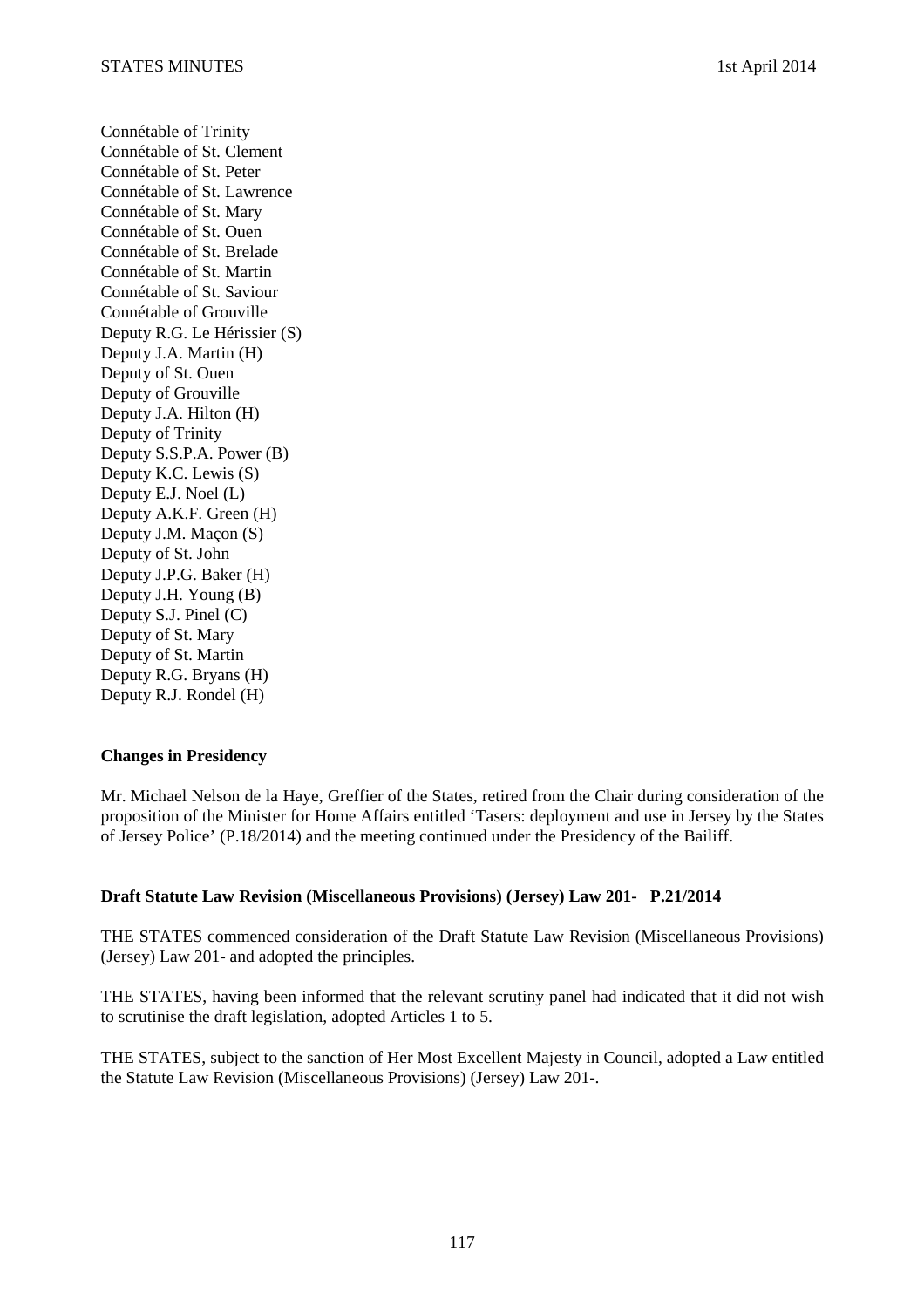Connétable of Trinity
Connétable of St. Clement
Connétable of St. Peter
Connétable of St. Lawrence
Connétable of St. Mary
Connétable of St. Ouen
Connétable of St. Brelade
Connétable of St. Martin
Connétable of St. Saviour
Connétable of Grouville
Deputy R.G. Le Hérissier (S)
Deputy J.A. Martin (H)
Deputy of St. Ouen
Deputy of Grouville
Deputy J.A. Hilton (H)
Deputy of Trinity
Deputy S.S.P.A. Power (B)
Deputy K.C. Lewis (S)
Deputy E.J. Noel (L)
Deputy A.K.F. Green (H)
Deputy J.M. Maçon (S)
Deputy of St. John
Deputy J.P.G. Baker (H)
Deputy J.H. Young (B)
Deputy S.J. Pinel (C)
Deputy of St. Mary
Deputy of St. Martin
Deputy R.G. Bryans (H)
Deputy R.J. Rondel (H)

**Changes in Presidency**

Mr. Michael Nelson de la Haye, Greffier of the States, retired from the Chair during consideration of the proposition of the Minister for Home Affairs entitled 'Tasers: deployment and use in Jersey by the States of Jersey Police' (P.18/2014) and the meeting continued under the Presidency of the Bailiff.

**Draft Statute Law Revision (Miscellaneous Provisions) (Jersey) Law 201- P.21/2014**

THE STATES commenced consideration of the Draft Statute Law Revision (Miscellaneous Provisions) (Jersey) Law 201- and adopted the principles.

THE STATES, having been informed that the relevant scrutiny panel had indicated that it did not wish to scrutinise the draft legislation, adopted Articles 1 to 5.

THE STATES, subject to the sanction of Her Most Excellent Majesty in Council, adopted a Law entitled the Statute Law Revision (Miscellaneous Provisions) (Jersey) Law 201-.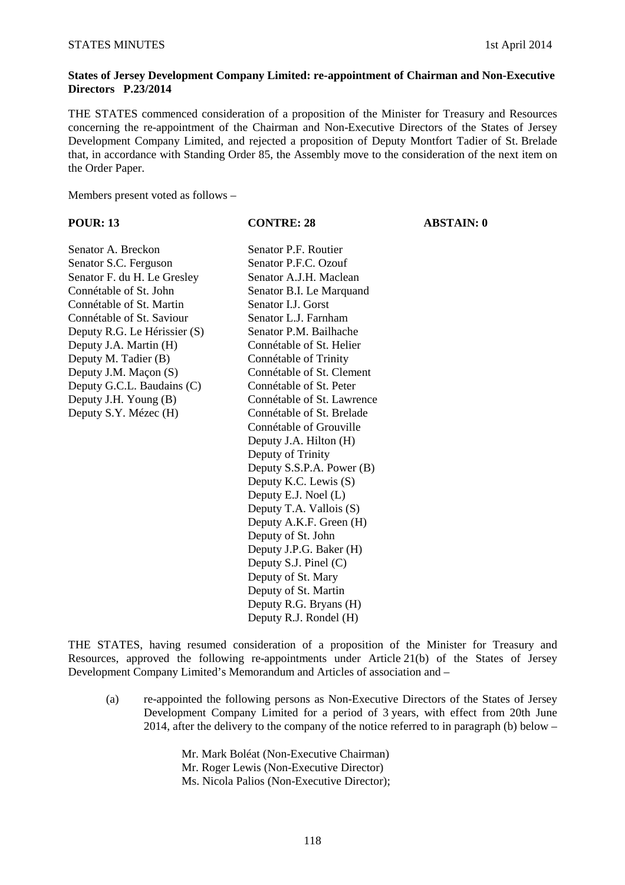**States of Jersey Development Company Limited: re-appointment of Chairman and Non-Executive Directors P.23/2014**

THE STATES commenced consideration of a proposition of the Minister for Treasury and Resources concerning the re-appointment of the Chairman and Non-Executive Directors of the States of Jersey Development Company Limited, and rejected a proposition of Deputy Montfort Tadier of St. Brelade that, in accordance with Standing Order 85, the Assembly move to the consideration of the next item on the Order Paper.

Members present voted as follows –

| POUR: 13 | CONTRE: 28 | ABSTAIN: 0 |
|---|---|---|
| Senator A. Breckon | Senator P.F. Routier | |
| Senator S.C. Ferguson | Senator P.F.C. Ozouf | |
| Senator F. du H. Le Gresley | Senator A.J.H. Maclean | |
| Connétable of St. John | Senator B.I. Le Marquand | |
| Connétable of St. Martin | Senator I.J. Gorst | |
| Connétable of St. Saviour | Senator L.J. Farnham | |
| Deputy R.G. Le Hérissier (S) | Senator P.M. Bailhache | |
| Deputy J.A. Martin (H) | Connétable of St. Helier | |
| Deputy M. Tadier (B) | Connétable of Trinity | |
| Deputy J.M. Maçon (S) | Connétable of St. Clement | |
| Deputy G.C.L. Baudains (C) | Connétable of St. Peter | |
| Deputy J.H. Young (B) | Connétable of St. Lawrence | |
| Deputy S.Y. Mézec (H) | Connétable of St. Brelade | |
| | Connétable of Grouville | |
| | Deputy J.A. Hilton (H) | |
| | Deputy of Trinity | |
| | Deputy S.S.P.A. Power (B) | |
| | Deputy K.C. Lewis (S) | |
| | Deputy E.J. Noel (L) | |
| | Deputy T.A. Vallois (S) | |
| | Deputy A.K.F. Green (H) | |
| | Deputy of St. John | |
| | Deputy J.P.G. Baker (H) | |
| | Deputy S.J. Pinel (C) | |
| | Deputy of St. Mary | |
| | Deputy of St. Martin | |
| | Deputy R.G. Bryans (H) | |
| | Deputy R.J. Rondel (H) | |

THE STATES, having resumed consideration of a proposition of the Minister for Treasury and Resources, approved the following re-appointments under Article 21(b) of the States of Jersey Development Company Limited's Memorandum and Articles of association and –

(a) re-appointed the following persons as Non-Executive Directors of the States of Jersey Development Company Limited for a period of 3 years, with effect from 20th June 2014, after the delivery to the company of the notice referred to in paragraph (b) below –

Mr. Mark Boléat (Non-Executive Chairman)
Mr. Roger Lewis (Non-Executive Director)
Ms. Nicola Palios (Non-Executive Director);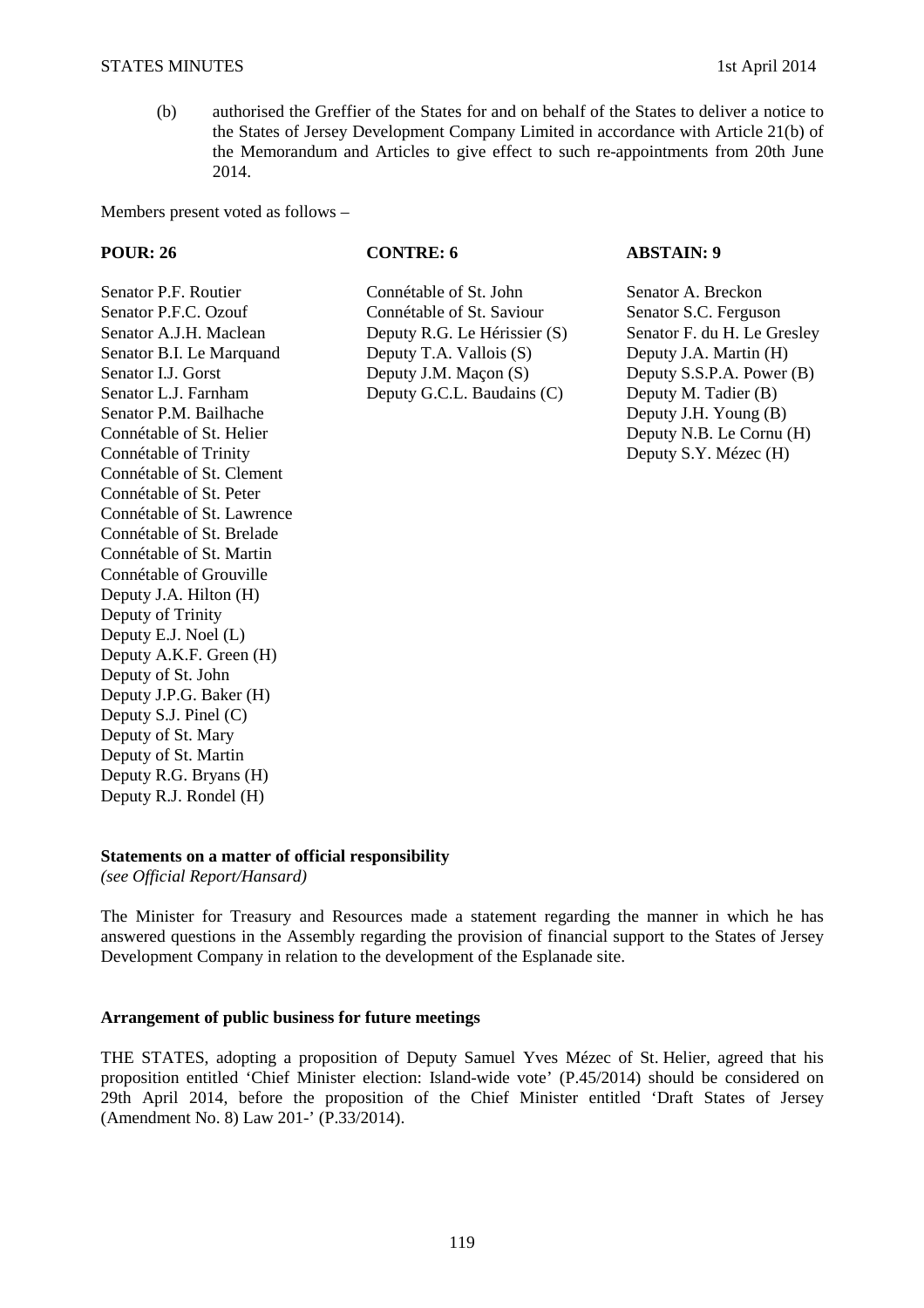(b) authorised the Greffier of the States for and on behalf of the States to deliver a notice to the States of Jersey Development Company Limited in accordance with Article 21(b) of the Memorandum and Articles to give effect to such re-appointments from 20th June 2014.

Members present voted as follows –

| **POUR: 26** | **CONTRE: 6** | **ABSTAIN: 9** |
|---|---|---|
| Senator P.F. Routier | Connétable of St. John | Senator A. Breckon |
| Senator P.F.C. Ozouf | Connétable of St. Saviour | Senator S.C. Ferguson |
| Senator A.J.H. Maclean | Deputy R.G. Le Hérissier (S) | Senator F. du H. Le Gresley |
| Senator B.I. Le Marquand | Deputy T.A. Vallois (S) | Deputy J.A. Martin (H) |
| Senator I.J. Gorst | Deputy J.M. Maçon (S) | Deputy S.S.P.A. Power (B) |
| Senator L.J. Farnham | Deputy G.C.L. Baudains (C) | Deputy M. Tadier (B) |
| Senator P.M. Bailhache | | Deputy J.H. Young (B) |
| Connétable of St. Helier | | Deputy N.B. Le Cornu (H) |
| Connétable of Trinity | | Deputy S.Y. Mézec (H) |
| Connétable of St. Clement | | |
| Connétable of St. Peter | | |
| Connétable of St. Lawrence | | |
| Connétable of St. Brelade | | |
| Connétable of St. Martin | | |
| Connétable of Grouville | | |
| Deputy J.A. Hilton (H) | | |
| Deputy of Trinity | | |
| Deputy E.J. Noel (L) | | |
| Deputy A.K.F. Green (H) | | |
| Deputy of St. John | | |
| Deputy J.P.G. Baker (H) | | |
| Deputy S.J. Pinel (C) | | |
| Deputy of St. Mary | | |
| Deputy of St. Martin | | |
| Deputy R.G. Bryans (H) | | |
| Deputy R.J. Rondel (H) | | |

**Statements on a matter of official responsibility**
*(see Official Report/Hansard)*

The Minister for Treasury and Resources made a statement regarding the manner in which he has answered questions in the Assembly regarding the provision of financial support to the States of Jersey Development Company in relation to the development of the Esplanade site.

**Arrangement of public business for future meetings**

THE STATES, adopting a proposition of Deputy Samuel Yves Mézec of St. Helier, agreed that his proposition entitled 'Chief Minister election: Island-wide vote' (P.45/2014) should be considered on 29th April 2014, before the proposition of the Chief Minister entitled 'Draft States of Jersey (Amendment No. 8) Law 201-' (P.33/2014).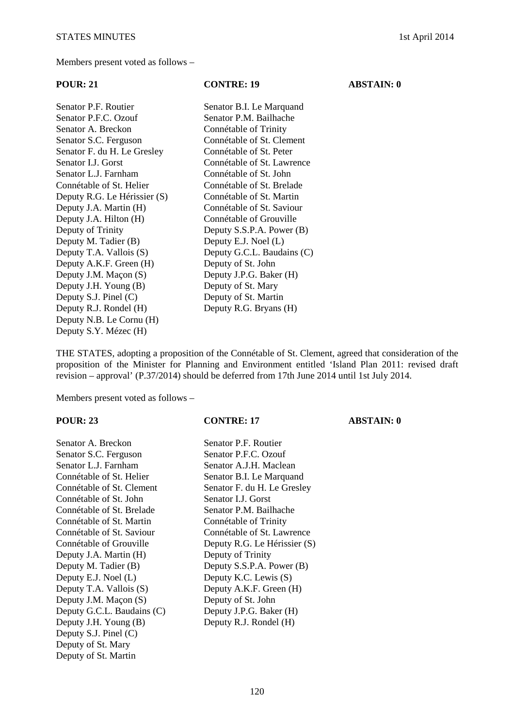Members present voted as follows –

| POUR: 21 | CONTRE: 19 | ABSTAIN: 0 |
|---|---|---|
| Senator P.F. Routier | Senator B.I. Le Marquand | |
| Senator P.F.C. Ozouf | Senator P.M. Bailhache | |
| Senator A. Breckon | Connétable of Trinity | |
| Senator S.C. Ferguson | Connétable of St. Clement | |
| Senator F. du H. Le Gresley | Connétable of St. Peter | |
| Senator I.J. Gorst | Connétable of St. Lawrence | |
| Senator L.J. Farnham | Connétable of St. John | |
| Connétable of St. Helier | Connétable of St. Brelade | |
| Deputy R.G. Le Hérissier (S) | Connétable of St. Martin | |
| Deputy J.A. Martin (H) | Connétable of St. Saviour | |
| Deputy J.A. Hilton (H) | Connétable of Grouville | |
| Deputy of Trinity | Deputy S.S.P.A. Power (B) | |
| Deputy M. Tadier (B) | Deputy E.J. Noel (L) | |
| Deputy T.A. Vallois (S) | Deputy G.C.L. Baudains (C) | |
| Deputy A.K.F. Green (H) | Deputy of St. John | |
| Deputy J.M. Maçon (S) | Deputy J.P.G. Baker (H) | |
| Deputy J.H. Young (B) | Deputy of St. Mary | |
| Deputy S.J. Pinel (C) | Deputy of St. Martin | |
| Deputy R.J. Rondel (H) | Deputy R.G. Bryans (H) | |
| Deputy N.B. Le Cornu (H) | | |
| Deputy S.Y. Mézec (H) | | |

THE STATES, adopting a proposition of the Connétable of St. Clement, agreed that consideration of the proposition of the Minister for Planning and Environment entitled 'Island Plan 2011: revised draft revision – approval' (P.37/2014) should be deferred from 17th June 2014 until 1st July 2014.

Members present voted as follows –

| POUR: 23 | CONTRE: 17 | ABSTAIN: 0 |
|---|---|---|
| Senator A. Breckon | Senator P.F. Routier | |
| Senator S.C. Ferguson | Senator P.F.C. Ozouf | |
| Senator L.J. Farnham | Senator A.J.H. Maclean | |
| Connétable of St. Helier | Senator B.I. Le Marquand | |
| Connétable of St. Clement | Senator F. du H. Le Gresley | |
| Connétable of St. John | Senator I.J. Gorst | |
| Connétable of St. Brelade | Senator P.M. Bailhache | |
| Connétable of St. Martin | Connétable of Trinity | |
| Connétable of St. Saviour | Connétable of St. Lawrence | |
| Connétable of Grouville | Deputy R.G. Le Hérissier (S) | |
| Deputy J.A. Martin (H) | Deputy of Trinity | |
| Deputy M. Tadier (B) | Deputy S.S.P.A. Power (B) | |
| Deputy E.J. Noel (L) | Deputy K.C. Lewis (S) | |
| Deputy T.A. Vallois (S) | Deputy A.K.F. Green (H) | |
| Deputy J.M. Maçon (S) | Deputy of St. John | |
| Deputy G.C.L. Baudains (C) | Deputy J.P.G. Baker (H) | |
| Deputy J.H. Young (B) | Deputy R.J. Rondel (H) | |
| Deputy S.J. Pinel (C) | | |
| Deputy of St. Mary | | |
| Deputy of St. Martin | | |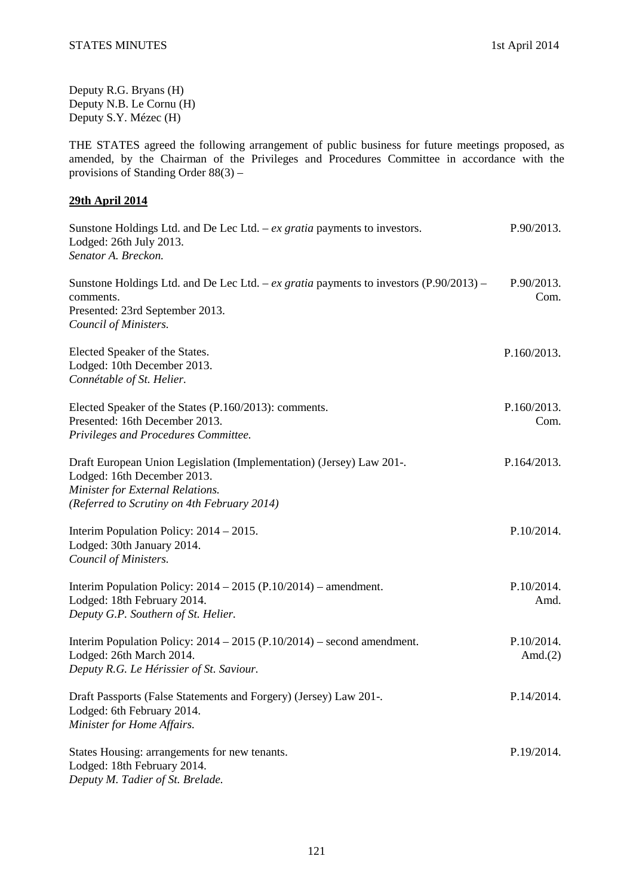Deputy R.G. Bryans (H)
Deputy N.B. Le Cornu (H)
Deputy S.Y. Mézec (H)

THE STATES agreed the following arrangement of public business for future meetings proposed, as amended, by the Chairman of the Privileges and Procedures Committee in accordance with the provisions of Standing Order 88(3) –

**29th April 2014**

| | |
|---|---|
| Sunstone Holdings Ltd. and De Lec Ltd. – *ex gratia* payments to investors.<br>Lodged: 26th July 2013.<br>*Senator A. Breckon.* | P.90/2013. |
| Sunstone Holdings Ltd. and De Lec Ltd. – *ex gratia* payments to investors (P.90/2013) – comments.<br>Presented: 23rd September 2013.<br>*Council of Ministers.* | P.90/2013. Com. |
| Elected Speaker of the States.<br>Lodged: 10th December 2013.<br>*Connétable of St. Helier.* | P.160/2013. |
| Elected Speaker of the States (P.160/2013): comments.<br>Presented: 16th December 2013.<br>*Privileges and Procedures Committee.* | P.160/2013. Com. |
| Draft European Union Legislation (Implementation) (Jersey) Law 201-.<br>Lodged: 16th December 2013.<br>*Minister for External Relations.*<br>*(Referred to Scrutiny on 4th February 2014)* | P.164/2013. |
| Interim Population Policy: 2014 – 2015.<br>Lodged: 30th January 2014.<br>*Council of Ministers.* | P.10/2014. |
| Interim Population Policy: 2014 – 2015 (P.10/2014) – amendment.<br>Lodged: 18th February 2014.<br>*Deputy G.P. Southern of St. Helier.* | P.10/2014. Amd. |
| Interim Population Policy: 2014 – 2015 (P.10/2014) – second amendment.<br>Lodged: 26th March 2014.<br>*Deputy R.G. Le Hérissier of St. Saviour.* | P.10/2014. Amd.(2) |
| Draft Passports (False Statements and Forgery) (Jersey) Law 201-.<br>Lodged: 6th February 2014.<br>*Minister for Home Affairs.* | P.14/2014. |
| States Housing: arrangements for new tenants.<br>Lodged: 18th February 2014.<br>*Deputy M. Tadier of St. Brelade.* | P.19/2014. |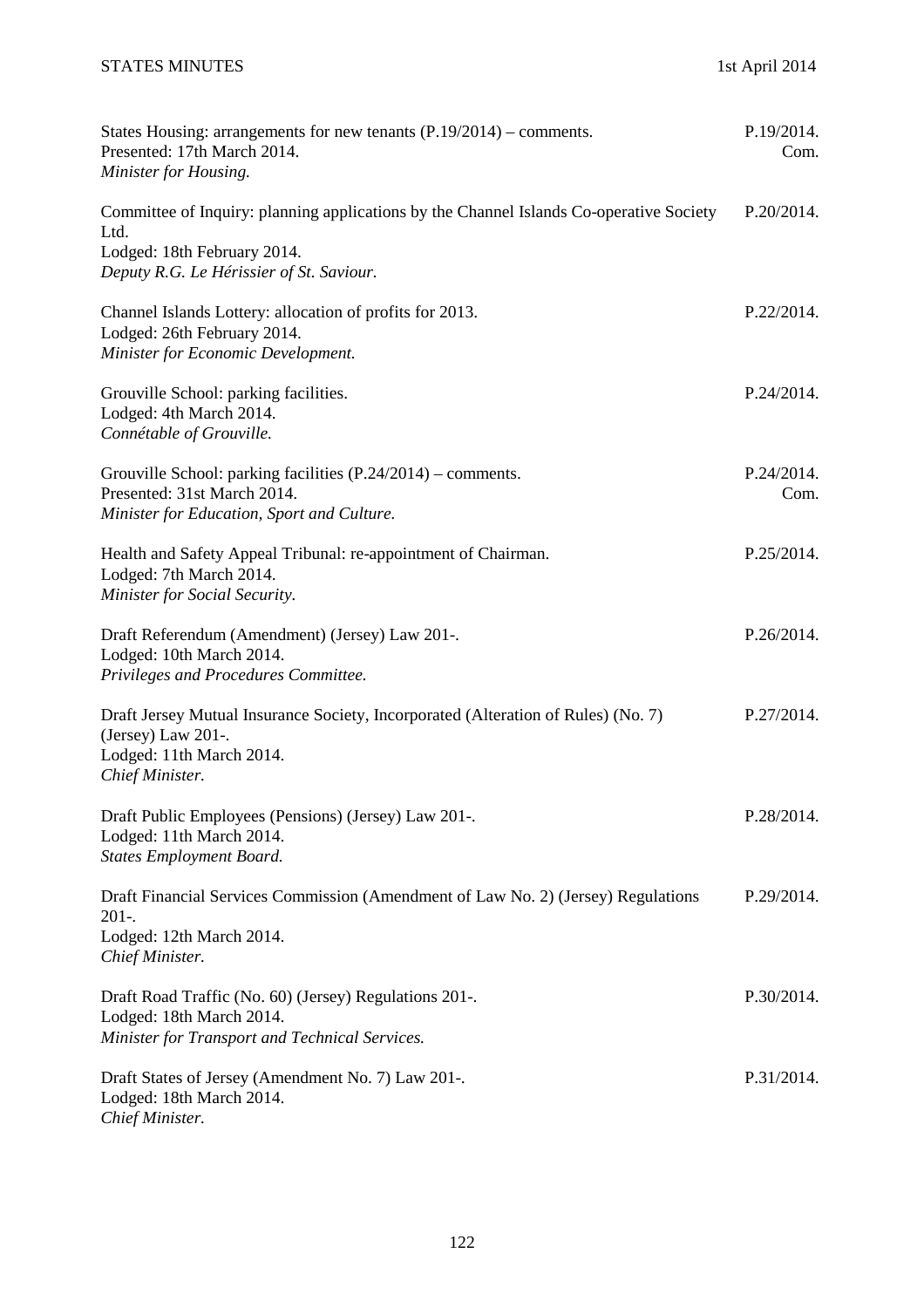States Housing: arrangements for new tenants (P.19/2014) – comments. P.19/2014. Com.
Presented: 17th March 2014.
*Minister for Housing.*

Committee of Inquiry: planning applications by the Channel Islands Co-operative Society Ltd. P.20/2014.
Lodged: 18th February 2014.
*Deputy R.G. Le Hérissier of St. Saviour.*

Channel Islands Lottery: allocation of profits for 2013. P.22/2014.
Lodged: 26th February 2014.
*Minister for Economic Development.*

Grouville School: parking facilities. P.24/2014.
Lodged: 4th March 2014.
*Connétable of Grouville.*

Grouville School: parking facilities (P.24/2014) – comments. P.24/2014. Com.
Presented: 31st March 2014.
*Minister for Education, Sport and Culture.*

Health and Safety Appeal Tribunal: re-appointment of Chairman. P.25/2014.
Lodged: 7th March 2014.
*Minister for Social Security.*

Draft Referendum (Amendment) (Jersey) Law 201-. P.26/2014.
Lodged: 10th March 2014.
*Privileges and Procedures Committee.*

Draft Jersey Mutual Insurance Society, Incorporated (Alteration of Rules) (No. 7) (Jersey) Law 201-. P.27/2014.
Lodged: 11th March 2014.
*Chief Minister.*

Draft Public Employees (Pensions) (Jersey) Law 201-. P.28/2014.
Lodged: 11th March 2014.
*States Employment Board.*

Draft Financial Services Commission (Amendment of Law No. 2) (Jersey) Regulations 201-. P.29/2014.
Lodged: 12th March 2014.
*Chief Minister.*

Draft Road Traffic (No. 60) (Jersey) Regulations 201-. P.30/2014.
Lodged: 18th March 2014.
*Minister for Transport and Technical Services.*

Draft States of Jersey (Amendment No. 7) Law 201-. P.31/2014.
Lodged: 18th March 2014.
*Chief Minister.*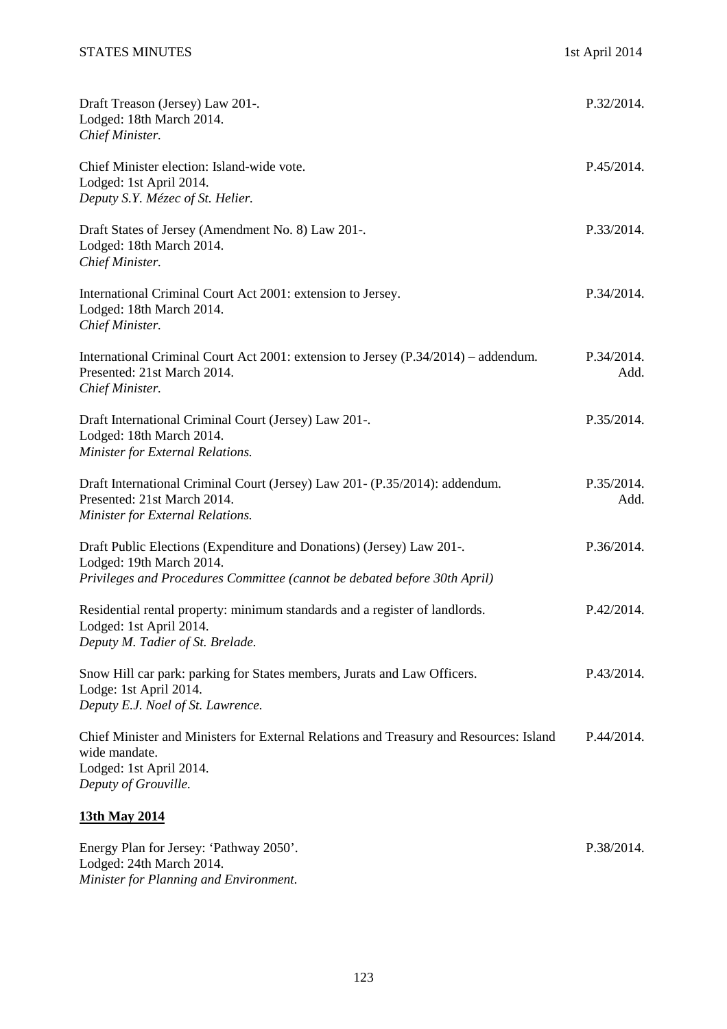Draft Treason (Jersey) Law 201-. P.32/2014.
Lodged: 18th March 2014.
*Chief Minister.*

Chief Minister election: Island-wide vote. P.45/2014.
Lodged: 1st April 2014.
*Deputy S.Y. Mézec of St. Helier.*

Draft States of Jersey (Amendment No. 8) Law 201-. P.33/2014.
Lodged: 18th March 2014.
*Chief Minister.*

International Criminal Court Act 2001: extension to Jersey. P.34/2014.
Lodged: 18th March 2014.
*Chief Minister.*

International Criminal Court Act 2001: extension to Jersey (P.34/2014) – addendum. P.34/2014. Add.
Presented: 21st March 2014.
*Chief Minister.*

Draft International Criminal Court (Jersey) Law 201-. P.35/2014.
Lodged: 18th March 2014.
*Minister for External Relations.*

Draft International Criminal Court (Jersey) Law 201- (P.35/2014): addendum. P.35/2014. Add.
Presented: 21st March 2014.
*Minister for External Relations.*

Draft Public Elections (Expenditure and Donations) (Jersey) Law 201-. P.36/2014.
Lodged: 19th March 2014.
*Privileges and Procedures Committee (cannot be debated before 30th April)*

Residential rental property: minimum standards and a register of landlords. P.42/2014.
Lodged: 1st April 2014.
*Deputy M. Tadier of St. Brelade.*

Snow Hill car park: parking for States members, Jurats and Law Officers. P.43/2014.
Lodge: 1st April 2014.
*Deputy E.J. Noel of St. Lawrence.*

Chief Minister and Ministers for External Relations and Treasury and Resources: Island wide mandate. P.44/2014.
Lodged: 1st April 2014.
*Deputy of Grouville.*

**13th May 2014**

Energy Plan for Jersey: 'Pathway 2050'. P.38/2014.
Lodged: 24th March 2014.
*Minister for Planning and Environment.*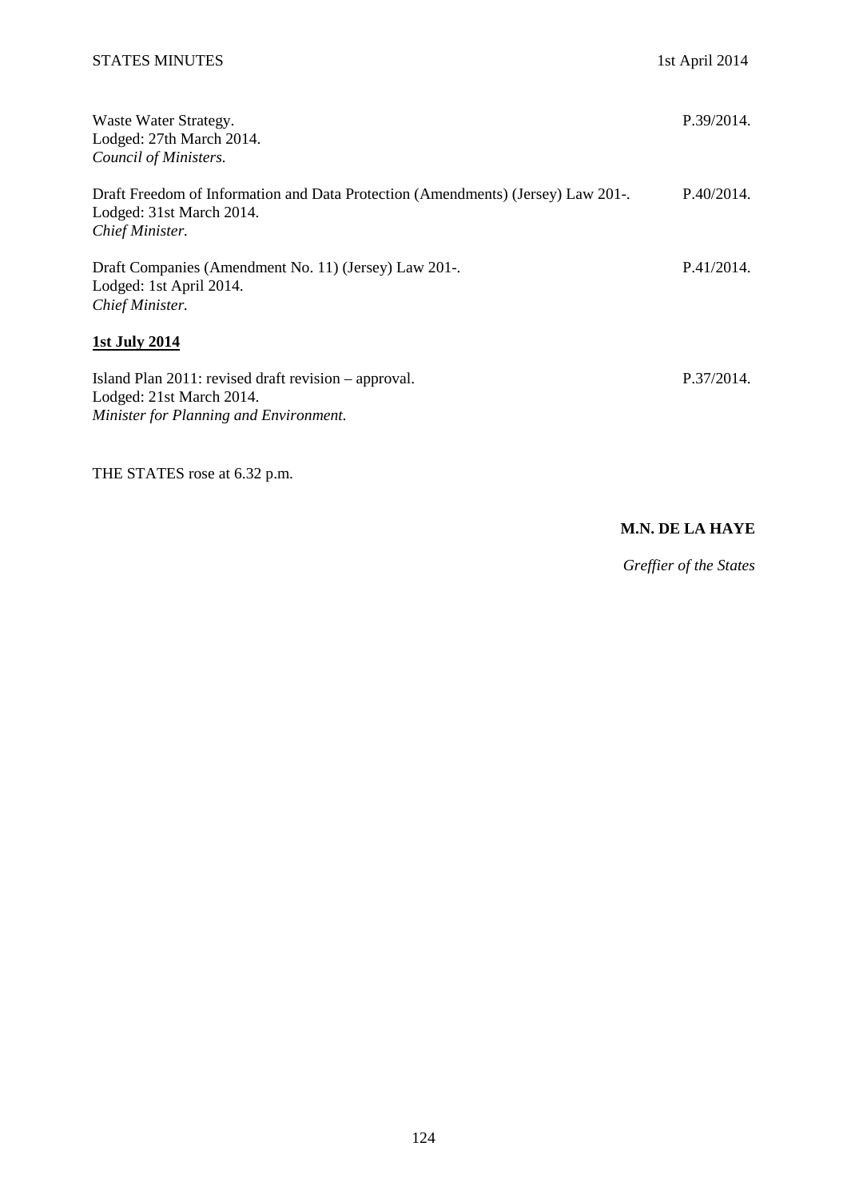Waste Water Strategy. P.39/2014.
Lodged: 27th March 2014.
*Council of Ministers.*

Draft Freedom of Information and Data Protection (Amendments) (Jersey) Law 201-. P.40/2014.
Lodged: 31st March 2014.
*Chief Minister.*

Draft Companies (Amendment No. 11) (Jersey) Law 201-. P.41/2014.
Lodged: 1st April 2014.
*Chief Minister.*

**1st July 2014**

Island Plan 2011: revised draft revision – approval. P.37/2014.
Lodged: 21st March 2014.
*Minister for Planning and Environment.*

THE STATES rose at 6.32 p.m.

**M.N. DE LA HAYE**

*Greffier of the States*